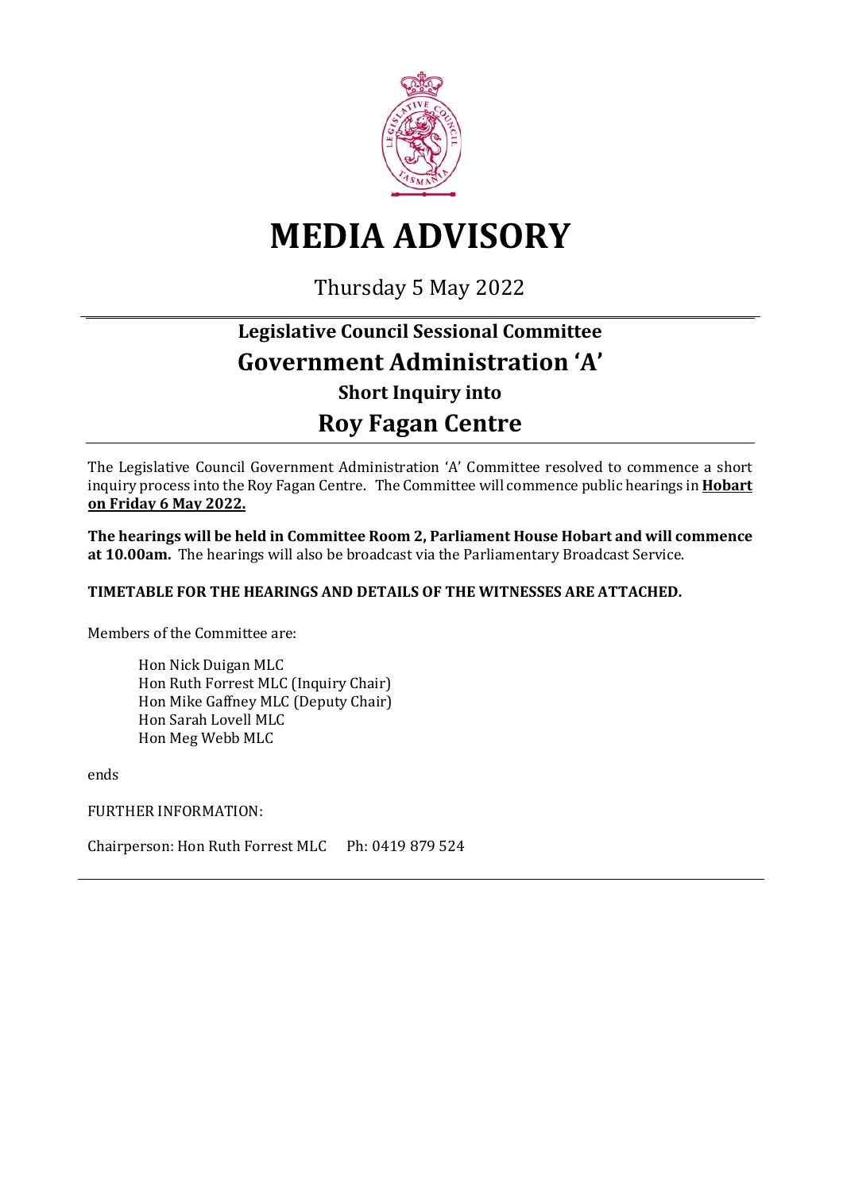# MEDIA ADVISORY

Thursday 5 May 2022

## Legislative Council Sessional Committee

## Government Administration 'A'

### Short Inquiry into

## Roy Fagan Centre

The Legislative Council Government Administration 'A' Committee resolved to commence a short inquiry process into the Roy Fagan Centre. The Committee will commence public hearings in **Hobart on Friday 6 May 2022.**

**The hearings will be held in Committee Room 2, Parliament House Hobart and will commence at 10.00am.** The hearings will also be broadcast via the Parliamentary Broadcast Service.

**TIMETABLE FOR THE HEARINGS AND DETAILS OF THE WITNESSES ARE ATTACHED.**

Members of the Committee are:

Hon Nick Duigan MLC
Hon Ruth Forrest MLC (Inquiry Chair)
Hon Mike Gaffney MLC (Deputy Chair)
Hon Sarah Lovell MLC
Hon Meg Webb MLC

ends

FURTHER INFORMATION:

Chairperson: Hon Ruth Forrest MLC Ph: 0419 879 524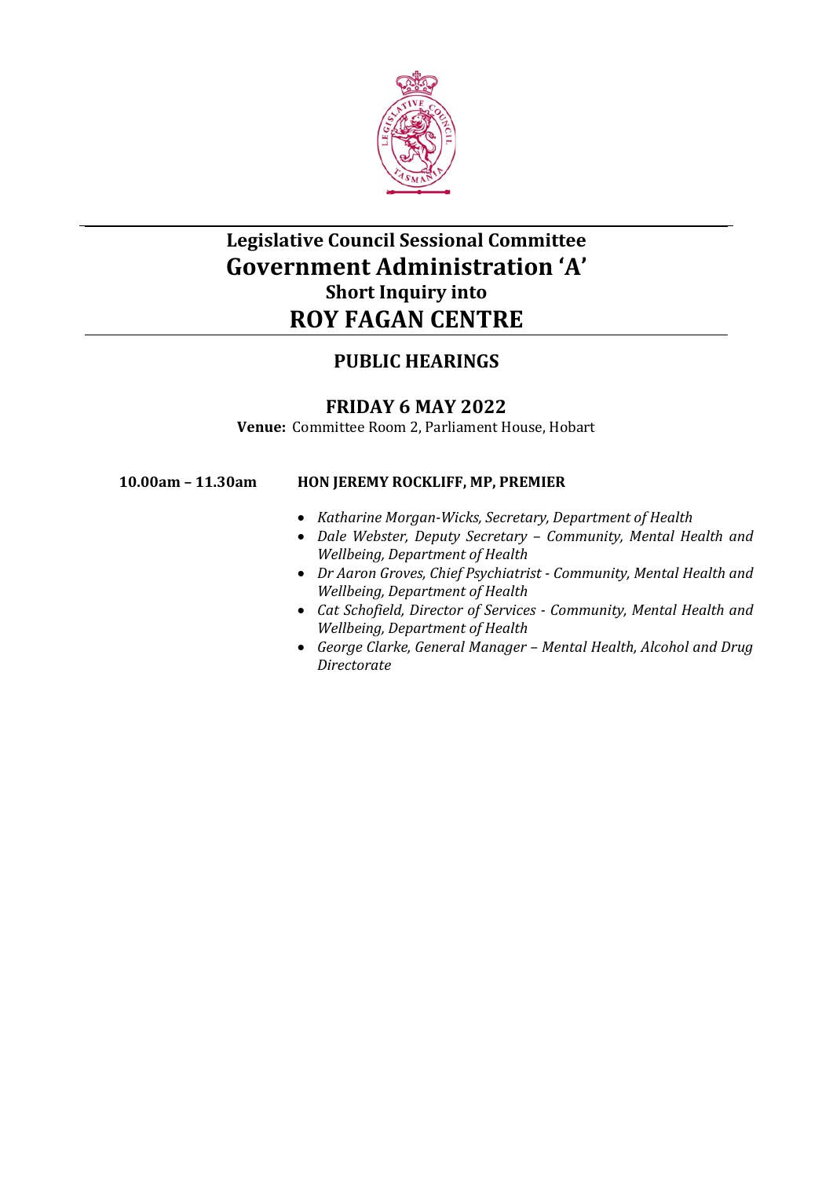# Legislative Council Sessional Committee

# Government Administration 'A'

## Short Inquiry into

# ROY FAGAN CENTRE

## PUBLIC HEARINGS

## FRIDAY 6 MAY 2022

**Venue:** Committee Room 2, Parliament House, Hobart

**10.00am – 11.30am** **HON JEREMY ROCKLIFF, MP, PREMIER**

- *Katharine Morgan-Wicks, Secretary, Department of Health*
- *Dale Webster, Deputy Secretary – Community, Mental Health and Wellbeing, Department of Health*
- *Dr Aaron Groves, Chief Psychiatrist - Community, Mental Health and Wellbeing, Department of Health*
- *Cat Schofield, Director of Services - Community, Mental Health and Wellbeing, Department of Health*
- *George Clarke, General Manager – Mental Health, Alcohol and Drug Directorate*